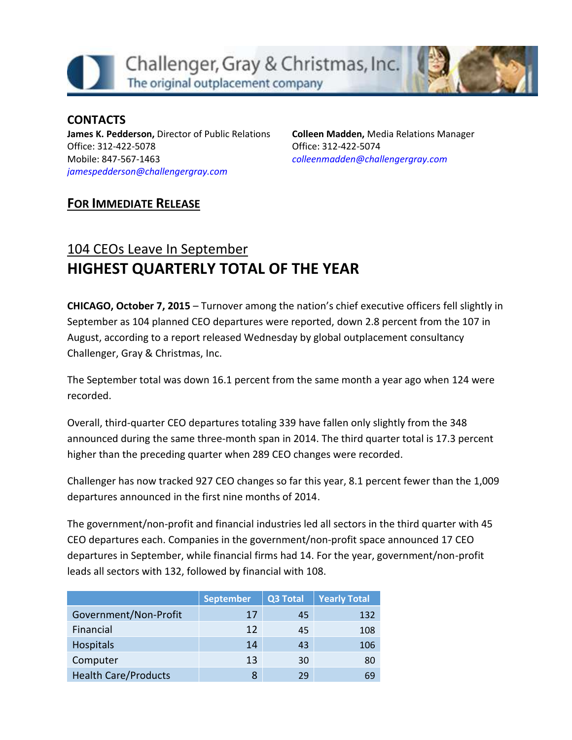Challenger, Gray & Christmas, Inc.
The original outplacement company

**CONTACTS**

**James K. Pedderson,** Director of Public Relations
Office: 312-422-5078
Mobile: 847-567-1463
*jamespedderson@challengergray.com*

**Colleen Madden,** Media Relations Manager
Office: 312-422-5074
*colleenmadden@challengergray.com*

**FOR IMMEDIATE RELEASE**

## 104 CEOs Leave In September
# HIGHEST QUARTERLY TOTAL OF THE YEAR

**CHICAGO, October 7, 2015** – Turnover among the nation's chief executive officers fell slightly in September as 104 planned CEO departures were reported, down 2.8 percent from the 107 in August, according to a report released Wednesday by global outplacement consultancy Challenger, Gray & Christmas, Inc.

The September total was down 16.1 percent from the same month a year ago when 124 were recorded.

Overall, third-quarter CEO departures totaling 339 have fallen only slightly from the 348 announced during the same three-month span in 2014. The third quarter total is 17.3 percent higher than the preceding quarter when 289 CEO changes were recorded.

Challenger has now tracked 927 CEO changes so far this year, 8.1 percent fewer than the 1,009 departures announced in the first nine months of 2014.

The government/non-profit and financial industries led all sectors in the third quarter with 45 CEO departures each. Companies in the government/non-profit space announced 17 CEO departures in September, while financial firms had 14. For the year, government/non-profit leads all sectors with 132, followed by financial with 108.

| | September | Q3 Total | Yearly Total |
|---|---|---|---|
| Government/Non-Profit | 17 | 45 | 132 |
| Financial | 12 | 45 | 108 |
| Hospitals | 14 | 43 | 106 |
| Computer | 13 | 30 | 80 |
| Health Care/Products | 8 | 29 | 69 |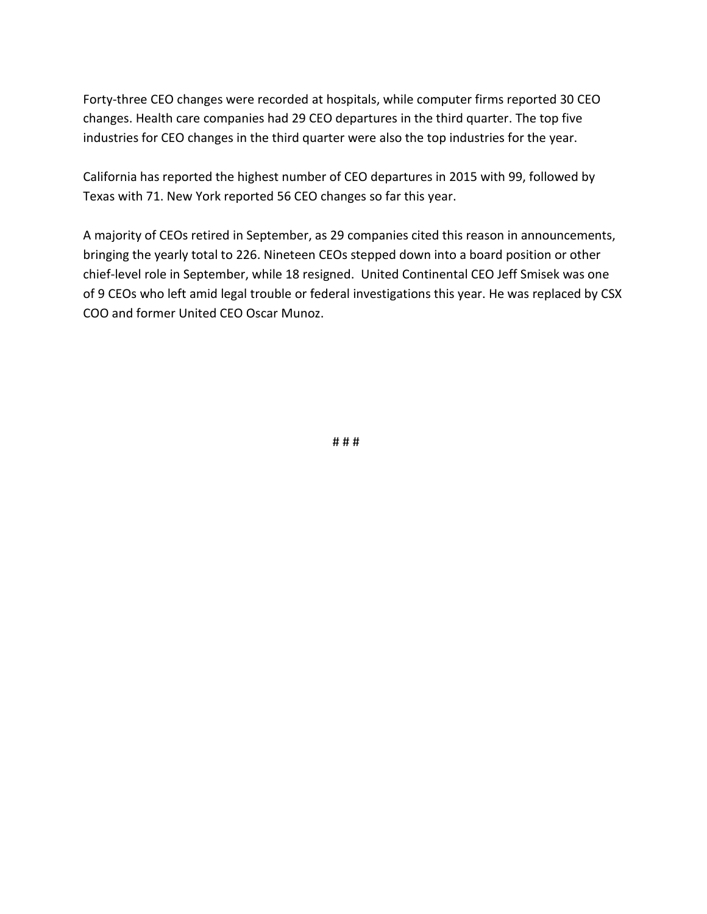Forty-three CEO changes were recorded at hospitals, while computer firms reported 30 CEO changes. Health care companies had 29 CEO departures in the third quarter. The top five industries for CEO changes in the third quarter were also the top industries for the year.

California has reported the highest number of CEO departures in 2015 with 99, followed by Texas with 71. New York reported 56 CEO changes so far this year.

A majority of CEOs retired in September, as 29 companies cited this reason in announcements, bringing the yearly total to 226. Nineteen CEOs stepped down into a board position or other chief-level role in September, while 18 resigned. United Continental CEO Jeff Smisek was one of 9 CEOs who left amid legal trouble or federal investigations this year. He was replaced by CSX COO and former United CEO Oscar Munoz.

# # #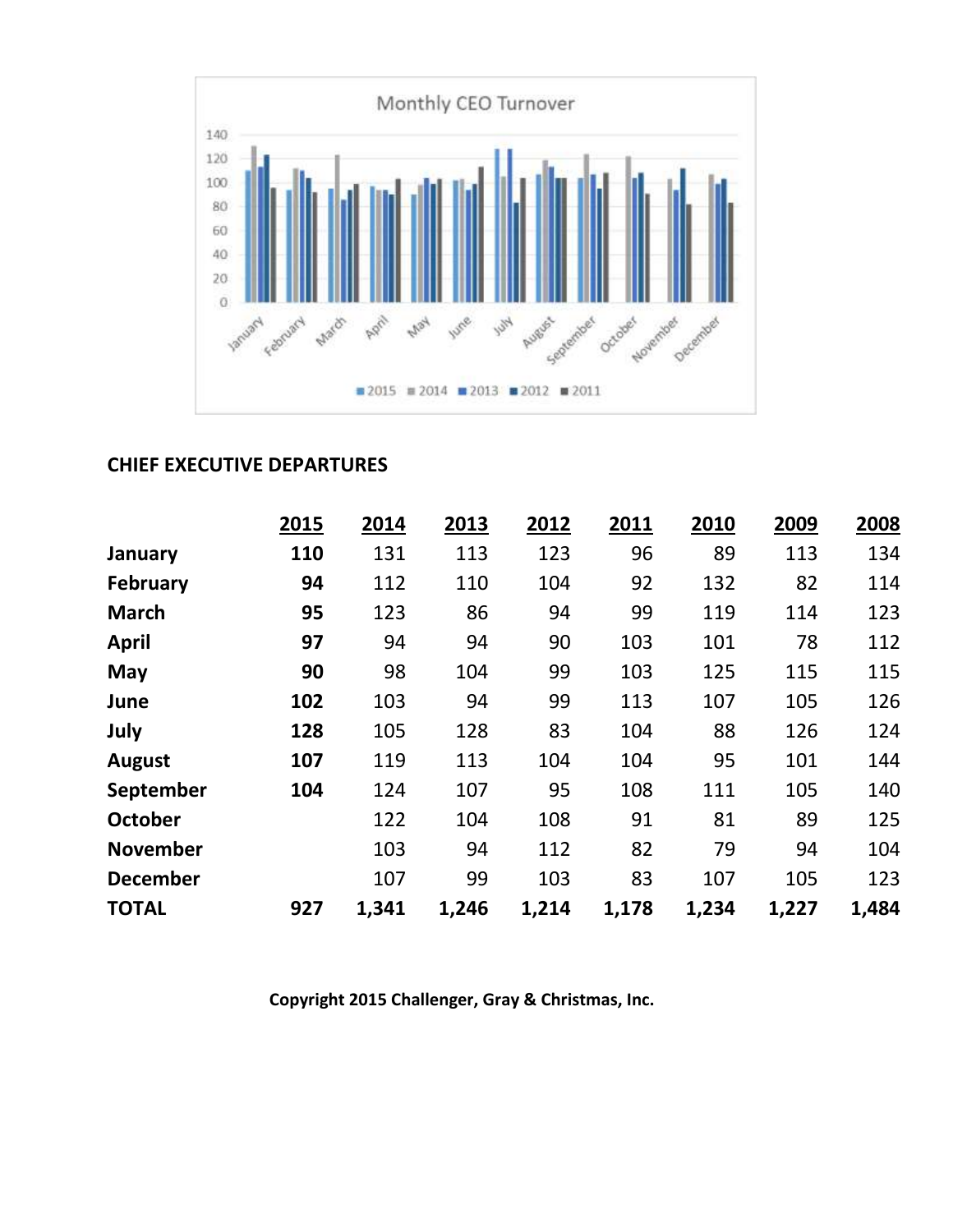## CHIEF EXECUTIVE DEPARTURES

| | 2015 | 2014 | 2013 | 2012 | 2011 | 2010 | 2009 | 2008 |
|---|---|---|---|---|---|---|---|---|
| **January** | **110** | 131 | 113 | 123 | 96 | 89 | 113 | 134 |
| **February** | **94** | 112 | 110 | 104 | 92 | 132 | 82 | 114 |
| **March** | **95** | 123 | 86 | 94 | 99 | 119 | 114 | 123 |
| **April** | **97** | 94 | 94 | 90 | 103 | 101 | 78 | 112 |
| **May** | **90** | 98 | 104 | 99 | 103 | 125 | 115 | 115 |
| **June** | **102** | 103 | 94 | 99 | 113 | 107 | 105 | 126 |
| **July** | **128** | 105 | 128 | 83 | 104 | 88 | 126 | 124 |
| **August** | **107** | 119 | 113 | 104 | 104 | 95 | 101 | 144 |
| **September** | **104** | 124 | 107 | 95 | 108 | 111 | 105 | 140 |
| **October** | | 122 | 104 | 108 | 91 | 81 | 89 | 125 |
| **November** | | 103 | 94 | 112 | 82 | 79 | 94 | 104 |
| **December** | | 107 | 99 | 103 | 83 | 107 | 105 | 123 |
| **TOTAL** | **927** | **1,341** | **1,246** | **1,214** | **1,178** | **1,234** | **1,227** | **1,484** |

**Copyright 2015 Challenger, Gray & Christmas, Inc.**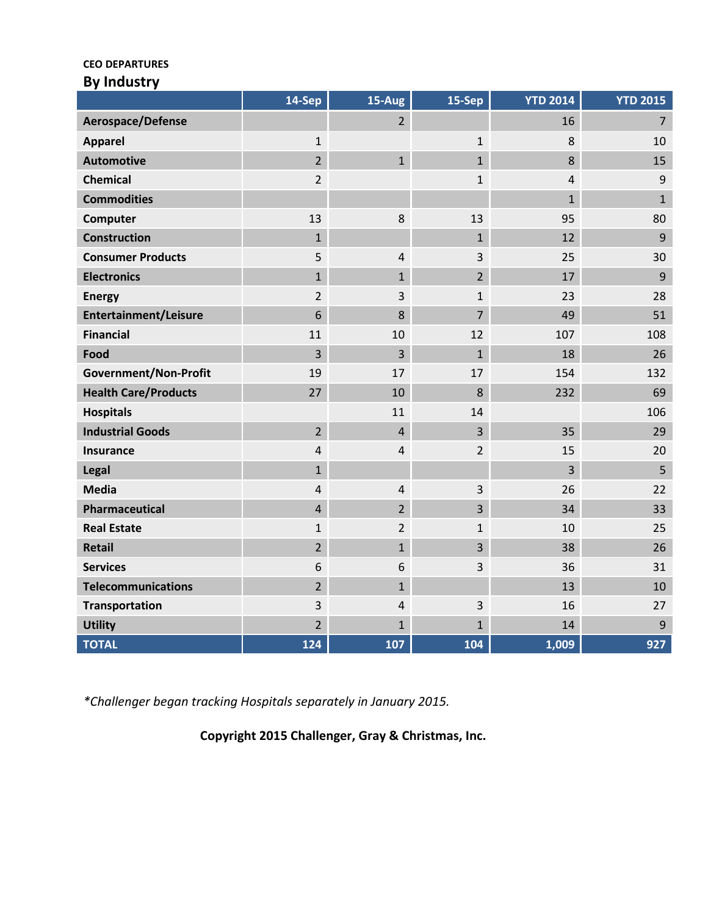**CEO DEPARTURES**

## By Industry

| | 14-Sep | 15-Aug | 15-Sep | YTD 2014 | YTD 2015 |
|---|---|---|---|---|---|
| **Aerospace/Defense** | | 2 | | 16 | 7 |
| **Apparel** | 1 | | 1 | 8 | 10 |
| **Automotive** | 2 | 1 | 1 | 8 | 15 |
| **Chemical** | 2 | | 1 | 4 | 9 |
| **Commodities** | | | | 1 | 1 |
| **Computer** | 13 | 8 | 13 | 95 | 80 |
| **Construction** | 1 | | 1 | 12 | 9 |
| **Consumer Products** | 5 | 4 | 3 | 25 | 30 |
| **Electronics** | 1 | 1 | 2 | 17 | 9 |
| **Energy** | 2 | 3 | 1 | 23 | 28 |
| **Entertainment/Leisure** | 6 | 8 | 7 | 49 | 51 |
| **Financial** | 11 | 10 | 12 | 107 | 108 |
| **Food** | 3 | 3 | 1 | 18 | 26 |
| **Government/Non-Profit** | 19 | 17 | 17 | 154 | 132 |
| **Health Care/Products** | 27 | 10 | 8 | 232 | 69 |
| **Hospitals** | | 11 | 14 | | 106 |
| **Industrial Goods** | 2 | 4 | 3 | 35 | 29 |
| **Insurance** | 4 | 4 | 2 | 15 | 20 |
| **Legal** | 1 | | | 3 | 5 |
| **Media** | 4 | 4 | 3 | 26 | 22 |
| **Pharmaceutical** | 4 | 2 | 3 | 34 | 33 |
| **Real Estate** | 1 | 2 | 1 | 10 | 25 |
| **Retail** | 2 | 1 | 3 | 38 | 26 |
| **Services** | 6 | 6 | 3 | 36 | 31 |
| **Telecommunications** | 2 | 1 | | 13 | 10 |
| **Transportation** | 3 | 4 | 3 | 16 | 27 |
| **Utility** | 2 | 1 | 1 | 14 | 9 |
| **TOTAL** | **124** | **107** | **104** | **1,009** | **927** |

*\*Challenger began tracking Hospitals separately in January 2015.*

**Copyright 2015 Challenger, Gray & Christmas, Inc.**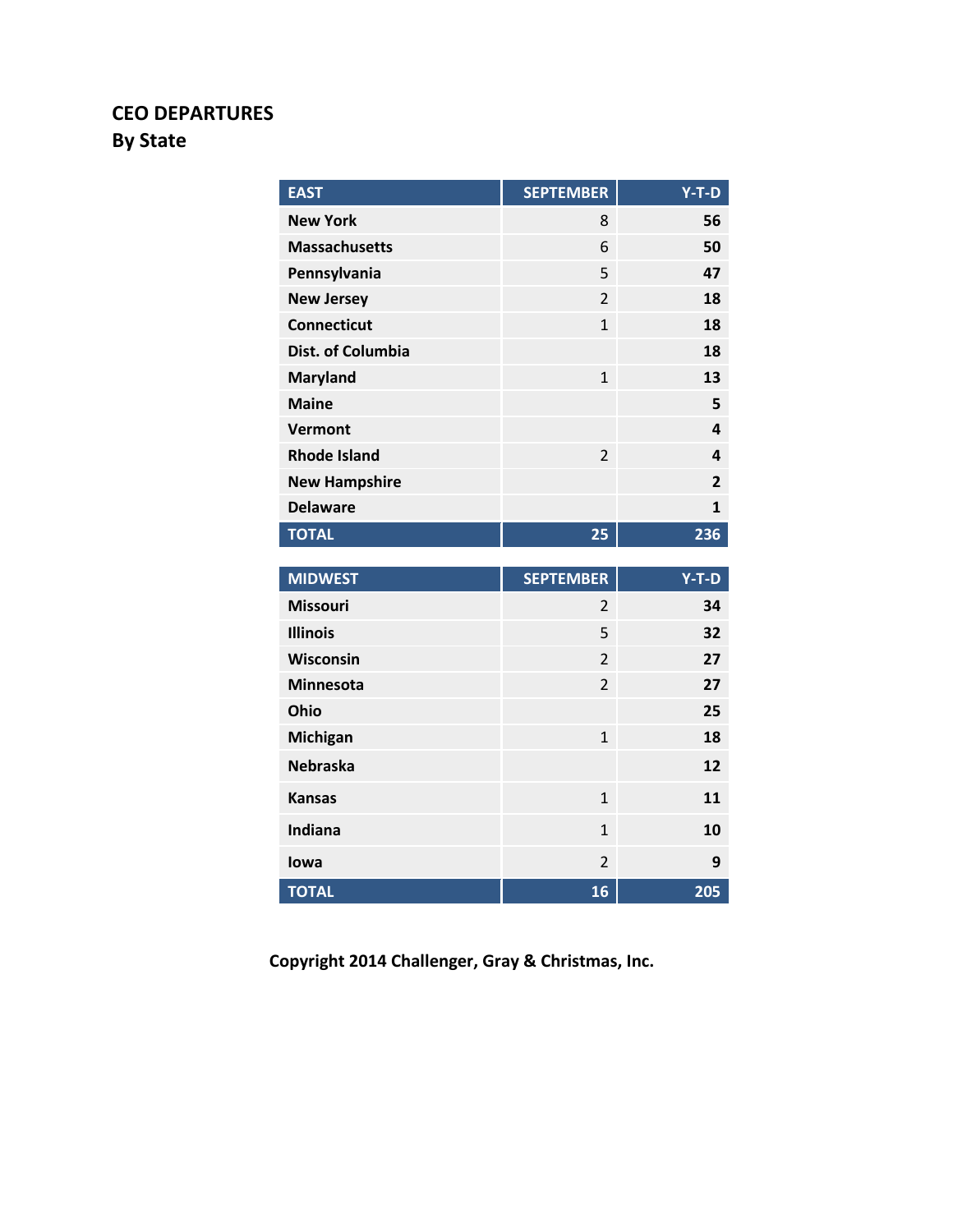## CEO DEPARTURES
## By State

| EAST | SEPTEMBER | Y-T-D |
|---|---|---|
| New York | 8 | 56 |
| Massachusetts | 6 | 50 |
| Pennsylvania | 5 | 47 |
| New Jersey | 2 | 18 |
| Connecticut | 1 | 18 |
| Dist. of Columbia | | 18 |
| Maryland | 1 | 13 |
| Maine | | 5 |
| Vermont | | 4 |
| Rhode Island | 2 | 4 |
| New Hampshire | | 2 |
| Delaware | | 1 |
| TOTAL | 25 | 236 |

| MIDWEST | SEPTEMBER | Y-T-D |
|---|---|---|
| Missouri | 2 | 34 |
| Illinois | 5 | 32 |
| Wisconsin | 2 | 27 |
| Minnesota | 2 | 27 |
| Ohio | | 25 |
| Michigan | 1 | 18 |
| Nebraska | | 12 |
| Kansas | 1 | 11 |
| Indiana | 1 | 10 |
| Iowa | 2 | 9 |
| TOTAL | 16 | 205 |

Copyright 2014 Challenger, Gray & Christmas, Inc.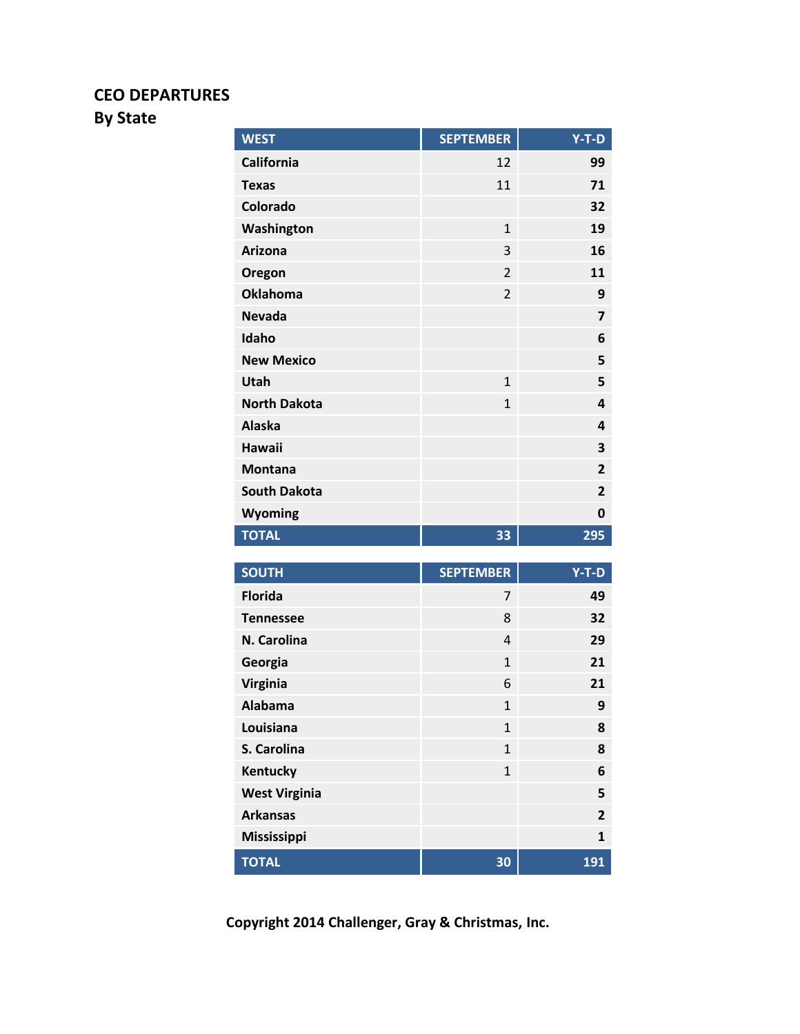## CEO DEPARTURES
## By State

| WEST | SEPTEMBER | Y-T-D |
|---|---|---|
| California | 12 | 99 |
| Texas | 11 | 71 |
| Colorado | | 32 |
| Washington | 1 | 19 |
| Arizona | 3 | 16 |
| Oregon | 2 | 11 |
| Oklahoma | 2 | 9 |
| Nevada | | 7 |
| Idaho | | 6 |
| New Mexico | | 5 |
| Utah | 1 | 5 |
| North Dakota | 1 | 4 |
| Alaska | | 4 |
| Hawaii | | 3 |
| Montana | | 2 |
| South Dakota | | 2 |
| Wyoming | | 0 |
| TOTAL | 33 | 295 |

| SOUTH | SEPTEMBER | Y-T-D |
|---|---|---|
| Florida | 7 | 49 |
| Tennessee | 8 | 32 |
| N. Carolina | 4 | 29 |
| Georgia | 1 | 21 |
| Virginia | 6 | 21 |
| Alabama | 1 | 9 |
| Louisiana | 1 | 8 |
| S. Carolina | 1 | 8 |
| Kentucky | 1 | 6 |
| West Virginia | | 5 |
| Arkansas | | 2 |
| Mississippi | | 1 |
| TOTAL | 30 | 191 |

**Copyright 2014 Challenger, Gray & Christmas, Inc.**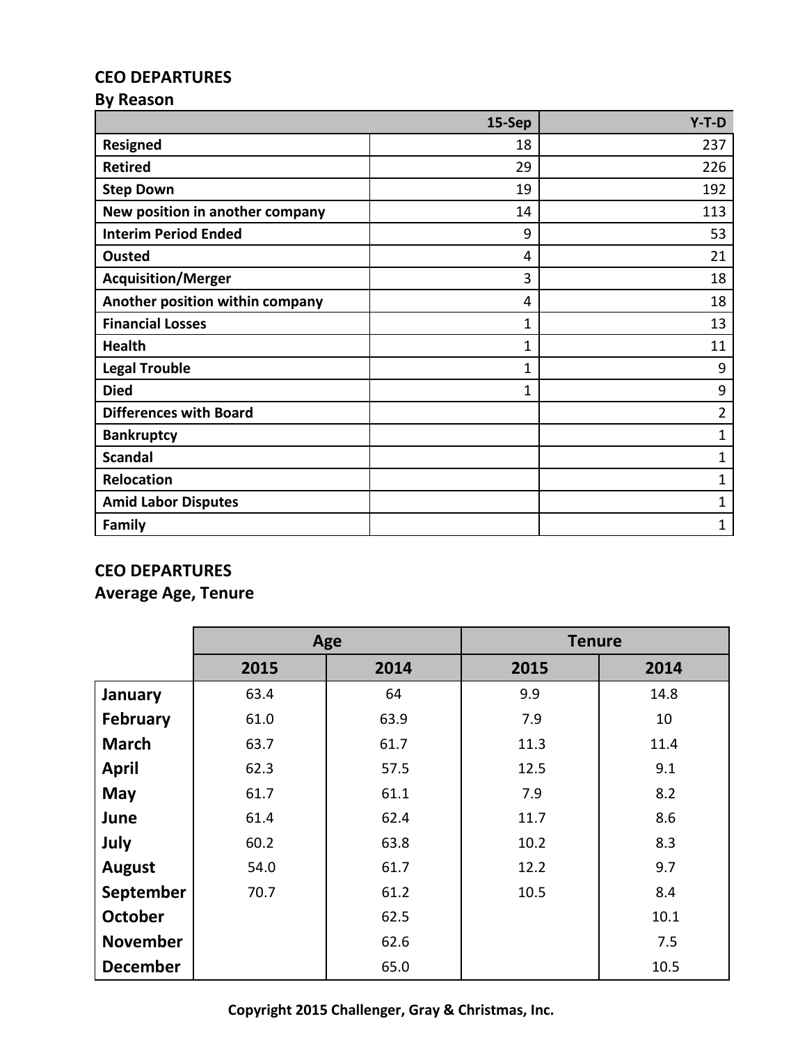## CEO DEPARTURES
### By Reason

| | 15-Sep | Y-T-D |
|---|---|---|
| **Resigned** | 18 | 237 |
| **Retired** | 29 | 226 |
| **Step Down** | 19 | 192 |
| **New position in another company** | 14 | 113 |
| **Interim Period Ended** | 9 | 53 |
| **Ousted** | 4 | 21 |
| **Acquisition/Merger** | 3 | 18 |
| **Another position within company** | 4 | 18 |
| **Financial Losses** | 1 | 13 |
| **Health** | 1 | 11 |
| **Legal Trouble** | 1 | 9 |
| **Died** | 1 | 9 |
| **Differences with Board** | | 2 |
| **Bankruptcy** | | 1 |
| **Scandal** | | 1 |
| **Relocation** | | 1 |
| **Amid Labor Disputes** | | 1 |
| **Family** | | 1 |

## CEO DEPARTURES
### Average Age, Tenure

| | Age | | Tenure | |
|---|---|---|---|---|
| | **2015** | **2014** | **2015** | **2014** |
| **January** | 63.4 | 64 | 9.9 | 14.8 |
| **February** | 61.0 | 63.9 | 7.9 | 10 |
| **March** | 63.7 | 61.7 | 11.3 | 11.4 |
| **April** | 62.3 | 57.5 | 12.5 | 9.1 |
| **May** | 61.7 | 61.1 | 7.9 | 8.2 |
| **June** | 61.4 | 62.4 | 11.7 | 8.6 |
| **July** | 60.2 | 63.8 | 10.2 | 8.3 |
| **August** | 54.0 | 61.7 | 12.2 | 9.7 |
| **September** | 70.7 | 61.2 | 10.5 | 8.4 |
| **October** | | 62.5 | | 10.1 |
| **November** | | 62.6 | | 7.5 |
| **December** | | 65.0 | | 10.5 |

**Copyright 2015 Challenger, Gray & Christmas, Inc.**